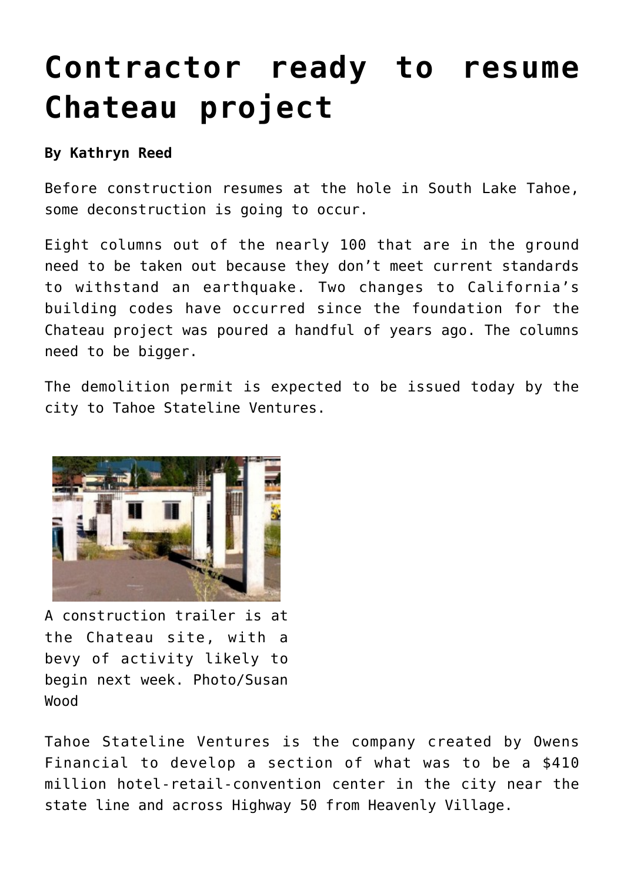# Contractor ready to resume Chateau project

**By Kathryn Reed**

Before construction resumes at the hole in South Lake Tahoe, some deconstruction is going to occur.

Eight columns out of the nearly 100 that are in the ground need to be taken out because they don't meet current standards to withstand an earthquake. Two changes to California's building codes have occurred since the foundation for the Chateau project was poured a handful of years ago. The columns need to be bigger.

The demolition permit is expected to be issued today by the city to Tahoe Stateline Ventures.

A construction trailer is at the Chateau site, with a bevy of activity likely to begin next week. Photo/Susan Wood

Tahoe Stateline Ventures is the company created by Owens Financial to develop a section of what was to be a $410 million hotel-retail-convention center in the city near the state line and across Highway 50 from Heavenly Village.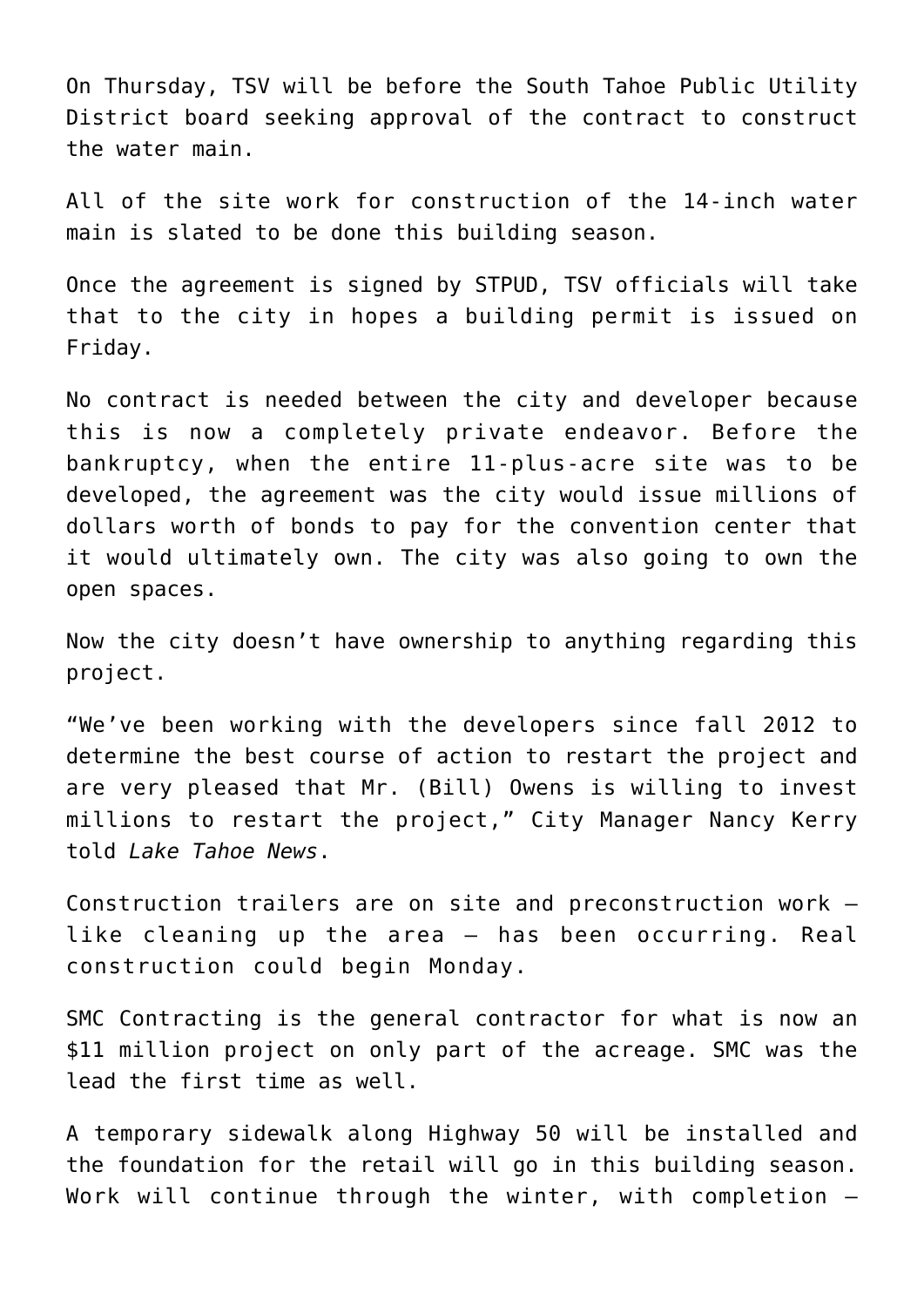On Thursday, TSV will be before the South Tahoe Public Utility District board seeking approval of the contract to construct the water main.

All of the site work for construction of the 14-inch water main is slated to be done this building season.

Once the agreement is signed by STPUD, TSV officials will take that to the city in hopes a building permit is issued on Friday.

No contract is needed between the city and developer because this is now a completely private endeavor. Before the bankruptcy, when the entire 11-plus-acre site was to be developed, the agreement was the city would issue millions of dollars worth of bonds to pay for the convention center that it would ultimately own. The city was also going to own the open spaces.

Now the city doesn't have ownership to anything regarding this project.

"We've been working with the developers since fall 2012 to determine the best course of action to restart the project and are very pleased that Mr. (Bill) Owens is willing to invest millions to restart the project," City Manager Nancy Kerry told *Lake Tahoe News*.

Construction trailers are on site and preconstruction work – like cleaning up the area – has been occurring. Real construction could begin Monday.

SMC Contracting is the general contractor for what is now an $11 million project on only part of the acreage. SMC was the lead the first time as well.

A temporary sidewalk along Highway 50 will be installed and the foundation for the retail will go in this building season. Work will continue through the winter, with completion –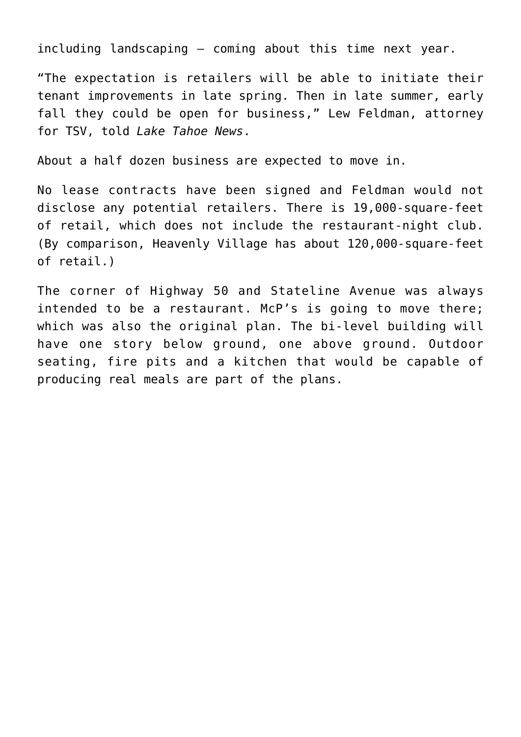including landscaping – coming about this time next year.

"The expectation is retailers will be able to initiate their tenant improvements in late spring. Then in late summer, early fall they could be open for business," Lew Feldman, attorney for TSV, told *Lake Tahoe News*.

About a half dozen business are expected to move in.

No lease contracts have been signed and Feldman would not disclose any potential retailers. There is 19,000-square-feet of retail, which does not include the restaurant-night club. (By comparison, Heavenly Village has about 120,000-square-feet of retail.)

The corner of Highway 50 and Stateline Avenue was always intended to be a restaurant. McP's is going to move there; which was also the original plan. The bi-level building will have one story below ground, one above ground. Outdoor seating, fire pits and a kitchen that would be capable of producing real meals are part of the plans.